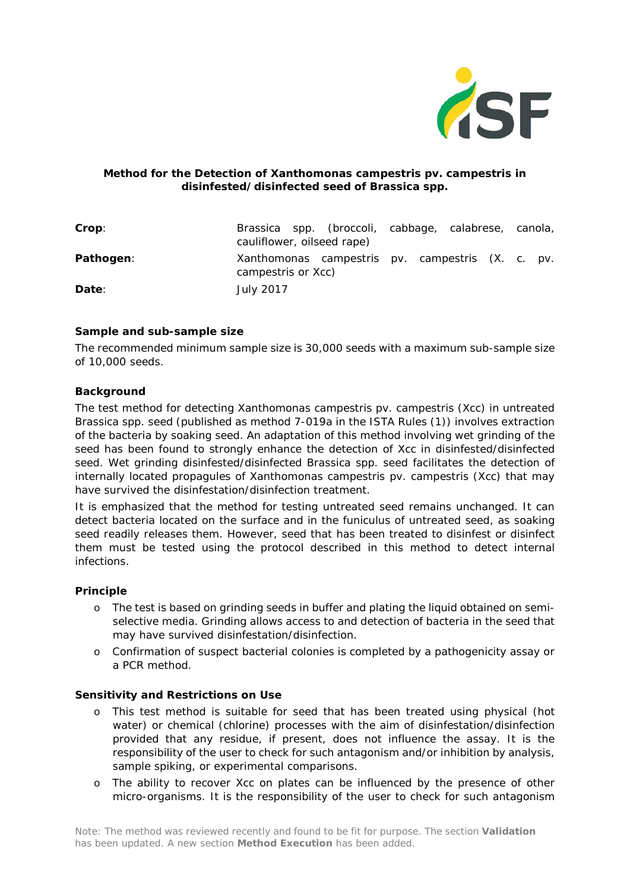**Method for the Detection of Xanthomonas campestris pv. campestris in disinfested/disinfected seed of Brassica spp.**

| | |
|---|---|
| **Crop**: | Brassica spp. (broccoli, cabbage, calabrese, canola, cauliflower, oilseed rape) |
| **Pathogen**: | Xanthomonas campestris pv. campestris (X. c. pv. campestris or Xcc) |
| **Date**: | July 2017 |

### Sample and sub-sample size

The recommended minimum sample size is 30,000 seeds with a maximum sub-sample size of 10,000 seeds.

### Background

The test method for detecting Xanthomonas campestris pv. campestris (Xcc) in untreated Brassica spp. seed (published as method 7-019a in the ISTA Rules (1)) involves extraction of the bacteria by soaking seed. An adaptation of this method involving wet grinding of the seed has been found to strongly enhance the detection of Xcc in disinfested/disinfected seed. Wet grinding disinfested/disinfected Brassica spp. seed facilitates the detection of internally located propagules of Xanthomonas campestris pv. campestris (Xcc) that may have survived the disinfestation/disinfection treatment.

It is emphasized that the method for testing untreated seed remains unchanged. It can detect bacteria located on the surface and in the funiculus of untreated seed, as soaking seed readily releases them. However, seed that has been treated to disinfest or disinfect them must be tested using the protocol described in this method to detect internal infections.

### Principle

- The test is based on grinding seeds in buffer and plating the liquid obtained on semi-selective media. Grinding allows access to and detection of bacteria in the seed that may have survived disinfestation/disinfection.
- Confirmation of suspect bacterial colonies is completed by a pathogenicity assay or a PCR method.

### Sensitivity and Restrictions on Use

- This test method is suitable for seed that has been treated using physical (hot water) or chemical (chlorine) processes with the aim of disinfestation/disinfection provided that any residue, if present, does not influence the assay. It is the responsibility of the user to check for such antagonism and/or inhibition by analysis, sample spiking, or experimental comparisons.
- The ability to recover Xcc on plates can be influenced by the presence of other micro-organisms. It is the responsibility of the user to check for such antagonism

Note: The method was reviewed recently and found to be fit for purpose. The section **Validation** has been updated. A new section **Method Execution** has been added.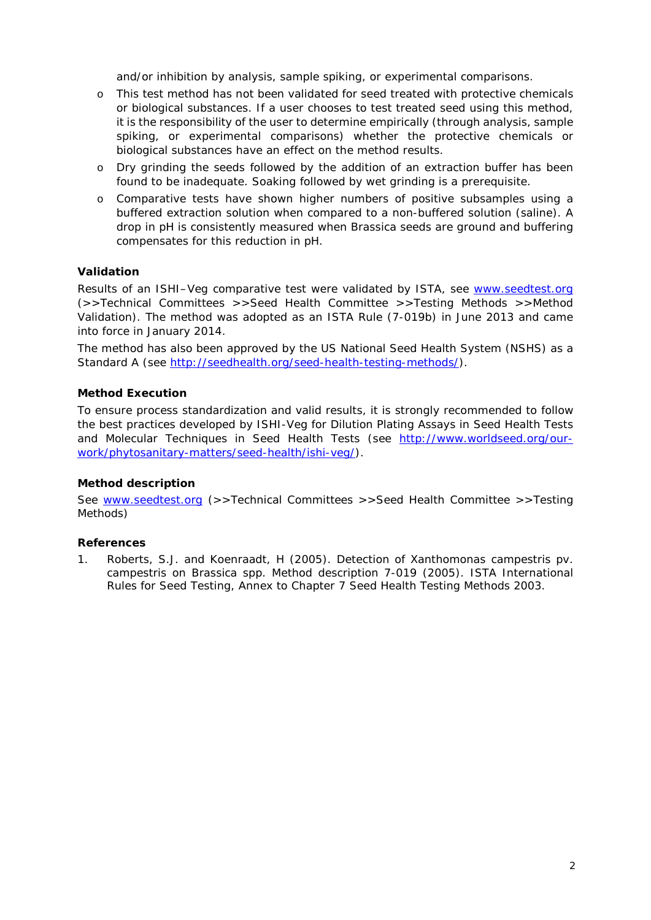and/or inhibition by analysis, sample spiking, or experimental comparisons.

- This test method has not been validated for seed treated with protective chemicals or biological substances. If a user chooses to test treated seed using this method, it is the responsibility of the user to determine empirically (through analysis, sample spiking, or experimental comparisons) whether the protective chemicals or biological substances have an effect on the method results.
- Dry grinding the seeds followed by the addition of an extraction buffer has been found to be inadequate. Soaking followed by wet grinding is a prerequisite.
- Comparative tests have shown higher numbers of positive subsamples using a buffered extraction solution when compared to a non-buffered solution (saline). A drop in pH is consistently measured when Brassica seeds are ground and buffering compensates for this reduction in pH.

**Validation**

Results of an ISHI–Veg comparative test were validated by ISTA, see [www.seedtest.org](www.seedtest.org) (>>Technical Committees >>Seed Health Committee >>Testing Methods >>Method Validation). The method was adopted as an ISTA Rule (7-019b) in June 2013 and came into force in January 2014.

The method has also been approved by the US National Seed Health System (NSHS) as a Standard A (see [http://seedhealth.org/seed-health-testing-methods/](http://seedhealth.org/seed-health-testing-methods/)).

**Method Execution**

To ensure process standardization and valid results, it is strongly recommended to follow the best practices developed by ISHI-Veg for Dilution Plating Assays in Seed Health Tests and Molecular Techniques in Seed Health Tests (see [http://www.worldseed.org/our-work/phytosanitary-matters/seed-health/ishi-veg/](http://www.worldseed.org/our-work/phytosanitary-matters/seed-health/ishi-veg/)).

**Method description**

See [www.seedtest.org](www.seedtest.org) (>>Technical Committees >>Seed Health Committee >>Testing Methods)

**References**

1. Roberts, S.J. and Koenraadt, H (2005). Detection of Xanthomonas campestris pv. campestris on Brassica spp. Method description 7-019 (2005). ISTA International Rules for Seed Testing, Annex to Chapter 7 Seed Health Testing Methods 2003.